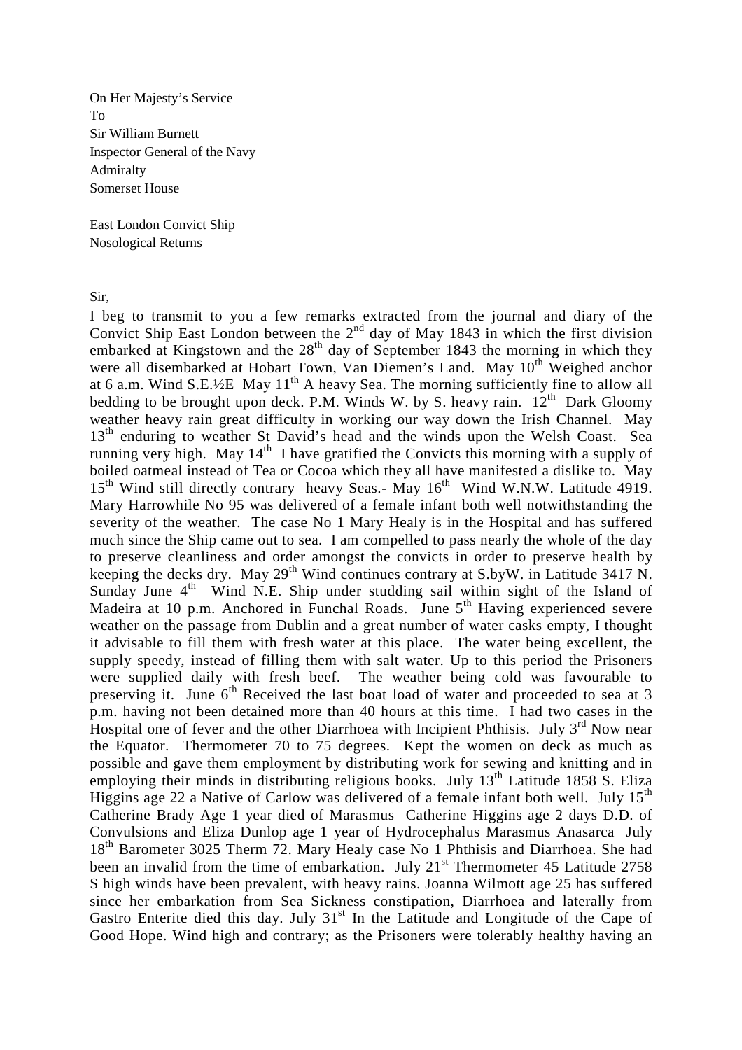On Her Majesty's Service
To
Sir William Burnett
Inspector General of the Navy
Admiralty
Somerset House

East London Convict Ship
Nosological Returns

Sir,

I beg to transmit to you a few remarks extracted from the journal and diary of the Convict Ship East London between the 2nd day of May 1843 in which the first division embarked at Kingstown and the 28th day of September 1843 the morning in which they were all disembarked at Hobart Town, Van Diemen's Land. May 10th Weighed anchor at 6 a.m. Wind S.E.½E May 11th A heavy Sea. The morning sufficiently fine to allow all bedding to be brought upon deck. P.M. Winds W. by S. heavy rain. 12th Dark Gloomy weather heavy rain great difficulty in working our way down the Irish Channel. May 13th enduring to weather St David's head and the winds upon the Welsh Coast. Sea running very high. May 14th I have gratified the Convicts this morning with a supply of boiled oatmeal instead of Tea or Cocoa which they all have manifested a dislike to. May 15th Wind still directly contrary heavy Seas.- May 16th Wind W.N.W. Latitude 4919. Mary Harrowhile No 95 was delivered of a female infant both well notwithstanding the severity of the weather. The case No 1 Mary Healy is in the Hospital and has suffered much since the Ship came out to sea. I am compelled to pass nearly the whole of the day to preserve cleanliness and order amongst the convicts in order to preserve health by keeping the decks dry. May 29th Wind continues contrary at S.byW. in Latitude 3417 N. Sunday June 4th Wind N.E. Ship under studding sail within sight of the Island of Madeira at 10 p.m. Anchored in Funchal Roads. June 5th Having experienced severe weather on the passage from Dublin and a great number of water casks empty, I thought it advisable to fill them with fresh water at this place. The water being excellent, the supply speedy, instead of filling them with salt water. Up to this period the Prisoners were supplied daily with fresh beef. The weather being cold was favourable to preserving it. June 6th Received the last boat load of water and proceeded to sea at 3 p.m. having not been detained more than 40 hours at this time. I had two cases in the Hospital one of fever and the other Diarrhoea with Incipient Phthisis. July 3rd Now near the Equator. Thermometer 70 to 75 degrees. Kept the women on deck as much as possible and gave them employment by distributing work for sewing and knitting and in employing their minds in distributing religious books. July 13th Latitude 1858 S. Eliza Higgins age 22 a Native of Carlow was delivered of a female infant both well. July 15th Catherine Brady Age 1 year died of Marasmus Catherine Higgins age 2 days D.D. of Convulsions and Eliza Dunlop age 1 year of Hydrocephalus Marasmus Anasarca July 18th Barometer 3025 Therm 72. Mary Healy case No 1 Phthisis and Diarrhoea. She had been an invalid from the time of embarkation. July 21st Thermometer 45 Latitude 2758 S high winds have been prevalent, with heavy rains. Joanna Wilmott age 25 has suffered since her embarkation from Sea Sickness constipation, Diarrhoea and laterally from Gastro Enterite died this day. July 31st In the Latitude and Longitude of the Cape of Good Hope. Wind high and contrary; as the Prisoners were tolerably healthy having an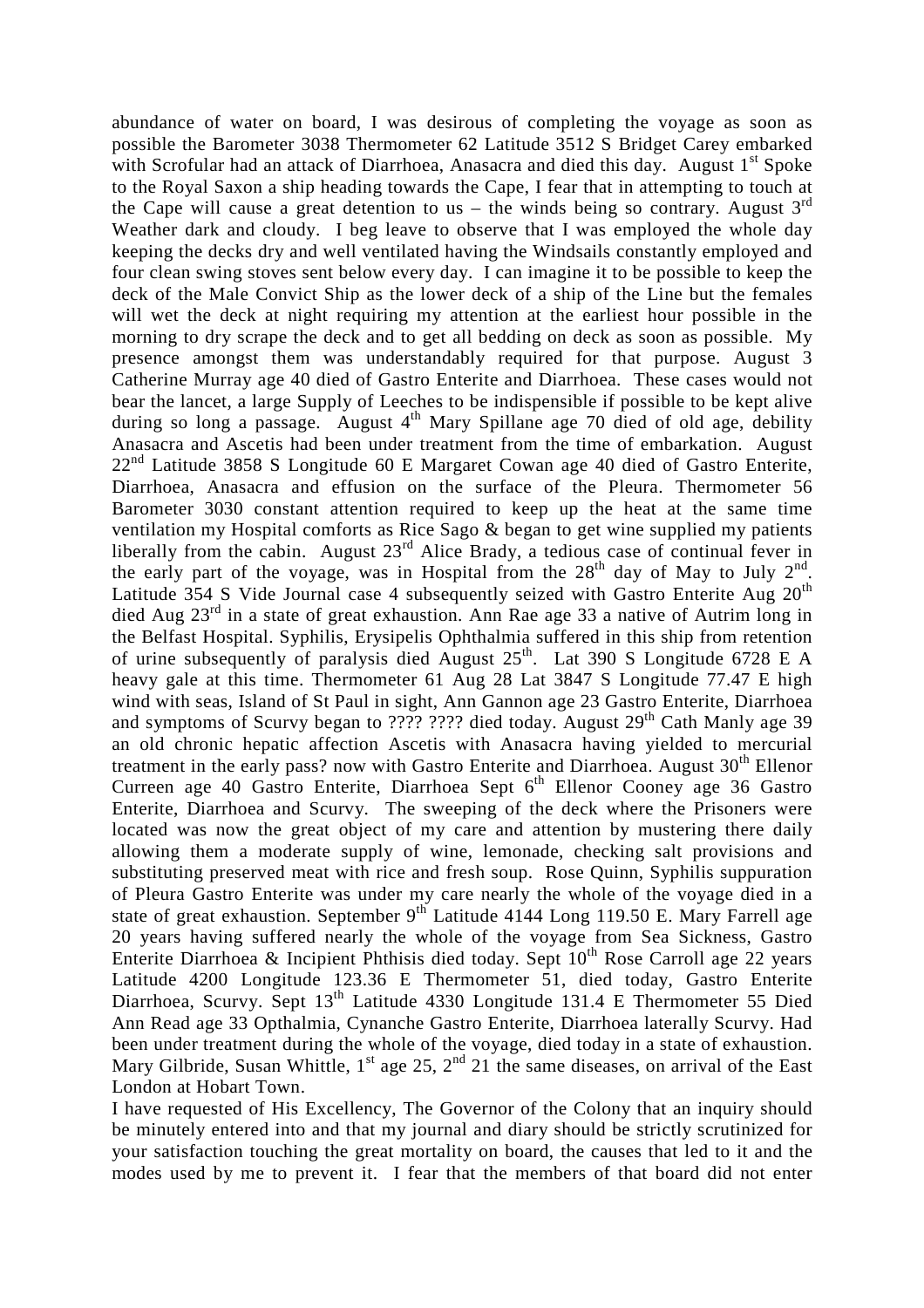abundance of water on board, I was desirous of completing the voyage as soon as possible the Barometer 3038 Thermometer 62 Latitude 3512 S Bridget Carey embarked with Scrofular had an attack of Diarrhoea, Anasacra and died this day. August 1st Spoke to the Royal Saxon a ship heading towards the Cape, I fear that in attempting to touch at the Cape will cause a great detention to us – the winds being so contrary. August 3rd Weather dark and cloudy. I beg leave to observe that I was employed the whole day keeping the decks dry and well ventilated having the Windsails constantly employed and four clean swing stoves sent below every day. I can imagine it to be possible to keep the deck of the Male Convict Ship as the lower deck of a ship of the Line but the females will wet the deck at night requiring my attention at the earliest hour possible in the morning to dry scrape the deck and to get all bedding on deck as soon as possible. My presence amongst them was understandably required for that purpose. August 3 Catherine Murray age 40 died of Gastro Enterite and Diarrhoea. These cases would not bear the lancet, a large Supply of Leeches to be indispensible if possible to be kept alive during so long a passage. August 4th Mary Spillane age 70 died of old age, debility Anasacra and Ascetis had been under treatment from the time of embarkation. August 22nd Latitude 3858 S Longitude 60 E Margaret Cowan age 40 died of Gastro Enterite, Diarrhoea, Anasacra and effusion on the surface of the Pleura. Thermometer 56 Barometer 3030 constant attention required to keep up the heat at the same time ventilation my Hospital comforts as Rice Sago & began to get wine supplied my patients liberally from the cabin. August 23rd Alice Brady, a tedious case of continual fever in the early part of the voyage, was in Hospital from the 28th day of May to July 2nd. Latitude 354 S Vide Journal case 4 subsequently seized with Gastro Enterite Aug 20th died Aug 23rd in a state of great exhaustion. Ann Rae age 33 a native of Autrim long in the Belfast Hospital. Syphilis, Erysipelis Ophthalmia suffered in this ship from retention of urine subsequently of paralysis died August 25th. Lat 390 S Longitude 6728 E A heavy gale at this time. Thermometer 61 Aug 28 Lat 3847 S Longitude 77.47 E high wind with seas, Island of St Paul in sight, Ann Gannon age 23 Gastro Enterite, Diarrhoea and symptoms of Scurvy began to ???? ???? died today. August 29th Cath Manly age 39 an old chronic hepatic affection Ascetis with Anasacra having yielded to mercurial treatment in the early pass? now with Gastro Enterite and Diarrhoea. August 30th Ellenor Curreen age 40 Gastro Enterite, Diarrhoea Sept 6th Ellenor Cooney age 36 Gastro Enterite, Diarrhoea and Scurvy. The sweeping of the deck where the Prisoners were located was now the great object of my care and attention by mustering there daily allowing them a moderate supply of wine, lemonade, checking salt provisions and substituting preserved meat with rice and fresh soup. Rose Quinn, Syphilis suppuration of Pleura Gastro Enterite was under my care nearly the whole of the voyage died in a state of great exhaustion. September 9th Latitude 4144 Long 119.50 E. Mary Farrell age 20 years having suffered nearly the whole of the voyage from Sea Sickness, Gastro Enterite Diarrhoea & Incipient Phthisis died today. Sept 10th Rose Carroll age 22 years Latitude 4200 Longitude 123.36 E Thermometer 51, died today, Gastro Enterite Diarrhoea, Scurvy. Sept 13th Latitude 4330 Longitude 131.4 E Thermometer 55 Died Ann Read age 33 Opthalmia, Cynanche Gastro Enterite, Diarrhoea laterally Scurvy. Had been under treatment during the whole of the voyage, died today in a state of exhaustion. Mary Gilbride, Susan Whittle, 1st age 25, 2nd 21 the same diseases, on arrival of the East London at Hobart Town.

I have requested of His Excellency, The Governor of the Colony that an inquiry should be minutely entered into and that my journal and diary should be strictly scrutinized for your satisfaction touching the great mortality on board, the causes that led to it and the modes used by me to prevent it. I fear that the members of that board did not enter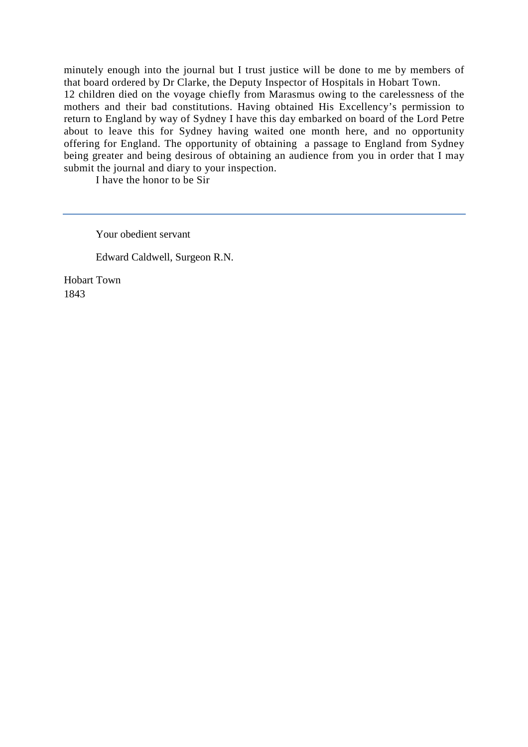minutely enough into the journal but I trust justice will be done to me by members of that board ordered by Dr Clarke, the Deputy Inspector of Hospitals in Hobart Town.
12 children died on the voyage chiefly from Marasmus owing to the carelessness of the mothers and their bad constitutions. Having obtained His Excellency's permission to return to England by way of Sydney I have this day embarked on board of the Lord Petre about to leave this for Sydney having waited one month here, and no opportunity offering for England. The opportunity of obtaining a passage to England from Sydney being greater and being desirous of obtaining an audience from you in order that I may submit the journal and diary to your inspection.

I have the honor to be Sir

---

Your obedient servant

Edward Caldwell, Surgeon R.N.

Hobart Town
1843